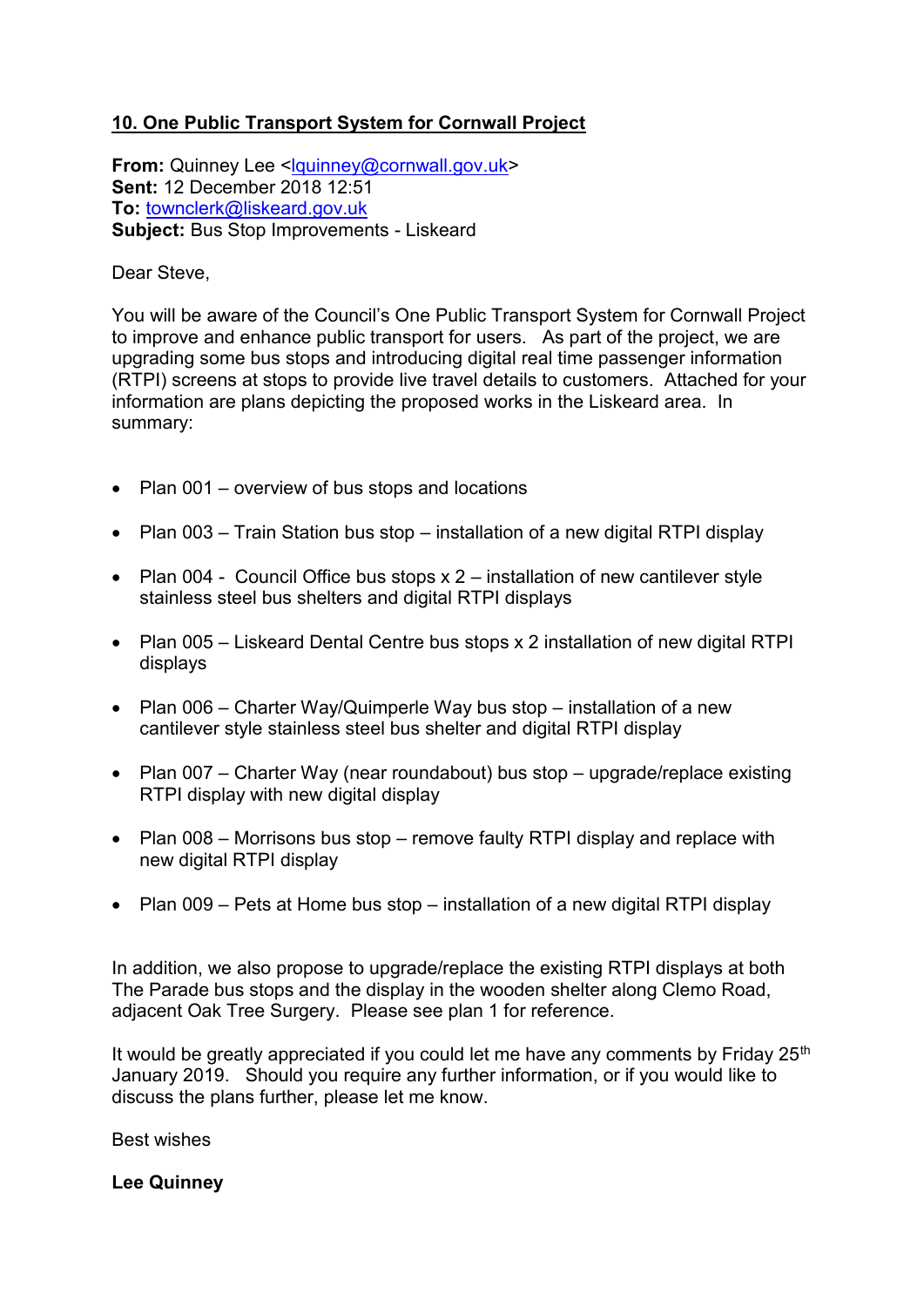## 10. One Public Transport System for Cornwall Project

**From:** Quinney Lee <lquinney@cornwall.gov.uk>
**Sent:** 12 December 2018 12:51
**To:** townclerk@liskeard.gov.uk
**Subject:** Bus Stop Improvements - Liskeard

Dear Steve,

You will be aware of the Council's One Public Transport System for Cornwall Project to improve and enhance public transport for users. As part of the project, we are upgrading some bus stops and introducing digital real time passenger information (RTPI) screens at stops to provide live travel details to customers. Attached for your information are plans depicting the proposed works in the Liskeard area. In summary:

- Plan 001 – overview of bus stops and locations
- Plan 003 – Train Station bus stop – installation of a new digital RTPI display
- Plan 004 - Council Office bus stops x 2 – installation of new cantilever style stainless steel bus shelters and digital RTPI displays
- Plan 005 – Liskeard Dental Centre bus stops x 2 installation of new digital RTPI displays
- Plan 006 – Charter Way/Quimperle Way bus stop – installation of a new cantilever style stainless steel bus shelter and digital RTPI display
- Plan 007 – Charter Way (near roundabout) bus stop – upgrade/replace existing RTPI display with new digital display
- Plan 008 – Morrisons bus stop – remove faulty RTPI display and replace with new digital RTPI display
- Plan 009 – Pets at Home bus stop – installation of a new digital RTPI display

In addition, we also propose to upgrade/replace the existing RTPI displays at both The Parade bus stops and the display in the wooden shelter along Clemo Road, adjacent Oak Tree Surgery. Please see plan 1 for reference.

It would be greatly appreciated if you could let me have any comments by Friday 25th January 2019. Should you require any further information, or if you would like to discuss the plans further, please let me know.

Best wishes

**Lee Quinney**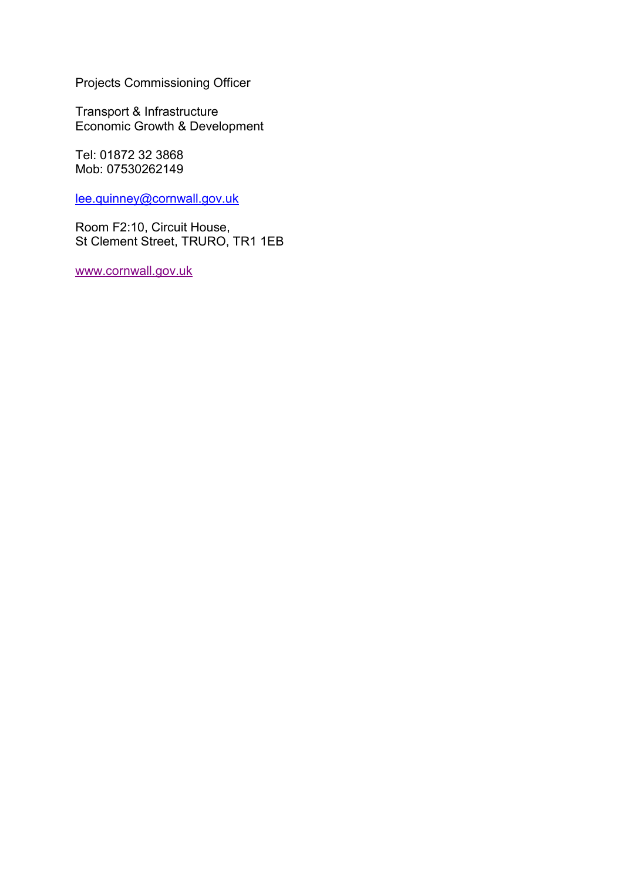Projects Commissioning Officer

Transport & Infrastructure
Economic Growth & Development

Tel: 01872 32 3868
Mob: 07530262149

lee.quinney@cornwall.gov.uk

Room F2:10, Circuit House,
St Clement Street, TRURO, TR1 1EB

www.cornwall.gov.uk